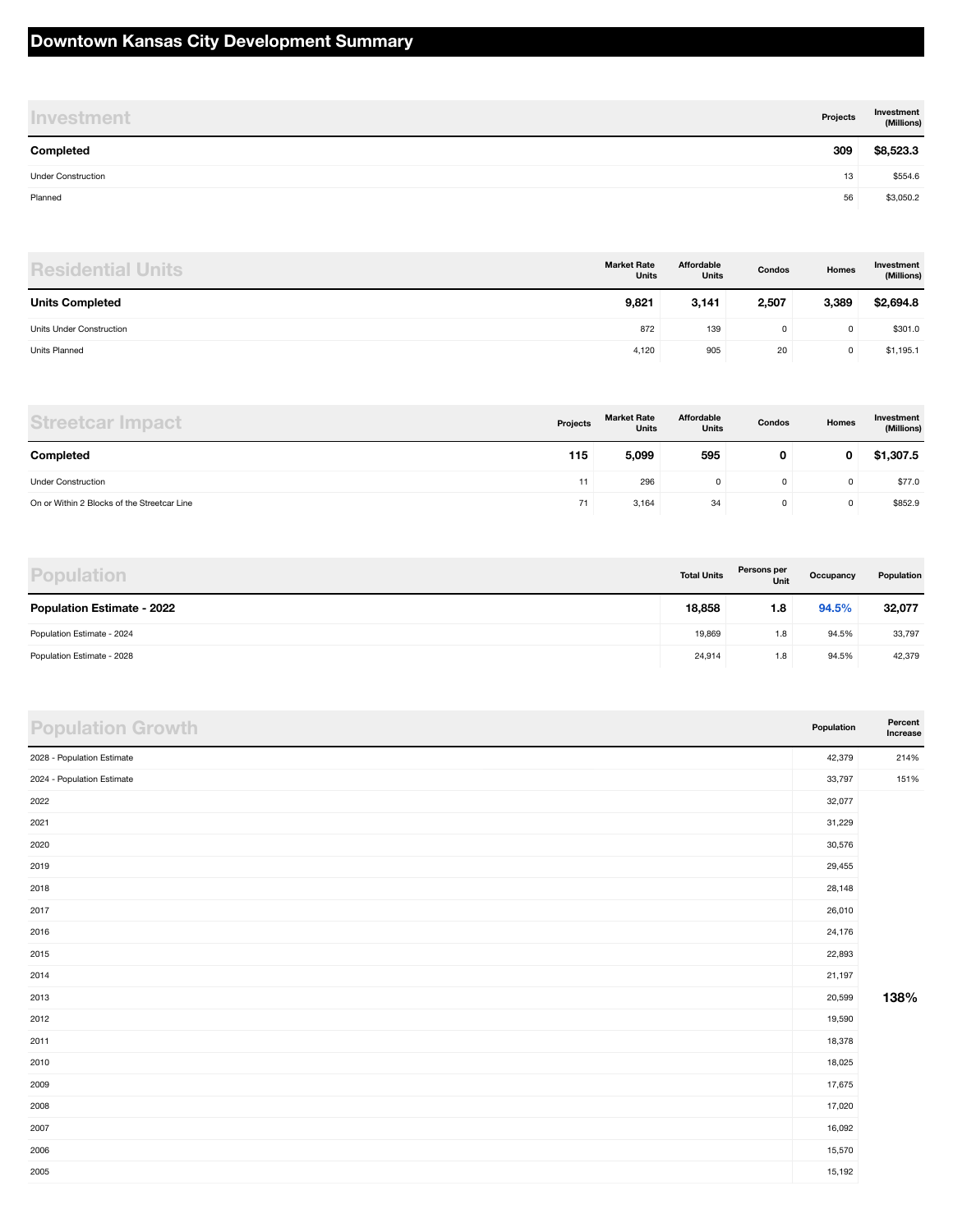# Downtown Kansas City Development Summary

| Investment | Projects | Investment (Millions) |
| --- | --- | --- |
| **Completed** | **309** | **$8,523.3** |
| Under Construction | 13 | $554.6 |
| Planned | 56 | $3,050.2 |

| Residential Units | Market Rate Units | Affordable Units | Condos | Homes | Investment (Millions) |
| --- | --- | --- | --- | --- | --- |
| **Units Completed** | **9,821** | **3,141** | **2,507** | **3,389** | **$2,694.8** |
| Units Under Construction | 872 | 139 | 0 | 0 | $301.0 |
| Units Planned | 4,120 | 905 | 20 | 0 | $1,195.1 |

| Streetcar Impact | Projects | Market Rate Units | Affordable Units | Condos | Homes | Investment (Millions) |
| --- | --- | --- | --- | --- | --- | --- |
| **Completed** | **115** | **5,099** | **595** | **0** | **0** | **$1,307.5** |
| Under Construction | 11 | 296 | 0 | 0 | 0 | $77.0 |
| On or Within 2 Blocks of the Streetcar Line | 71 | 3,164 | 34 | 0 | 0 | $852.9 |

| Population | Total Units | Persons per Unit | Occupancy | Population |
| --- | --- | --- | --- | --- |
| **Population Estimate - 2022** | **18,858** | **1.8** | **94.5%** | **32,077** |
| Population Estimate - 2024 | 19,869 | 1.8 | 94.5% | 33,797 |
| Population Estimate - 2028 | 24,914 | 1.8 | 94.5% | 42,379 |

| Population Growth | Population | Percent Increase |
| --- | --- | --- |
| 2028 - Population Estimate | 42,379 | 214% |
| 2024 - Population Estimate | 33,797 | 151% |
| 2022 | 32,077 | |
| 2021 | 31,229 | |
| 2020 | 30,576 | |
| 2019 | 29,455 | |
| 2018 | 28,148 | |
| 2017 | 26,010 | |
| 2016 | 24,176 | |
| 2015 | 22,893 | |
| 2014 | 21,197 | |
| 2013 | 20,599 | **138%** |
| 2012 | 19,590 | |
| 2011 | 18,378 | |
| 2010 | 18,025 | |
| 2009 | 17,675 | |
| 2008 | 17,020 | |
| 2007 | 16,092 | |
| 2006 | 15,570 | |
| 2005 | 15,192 | |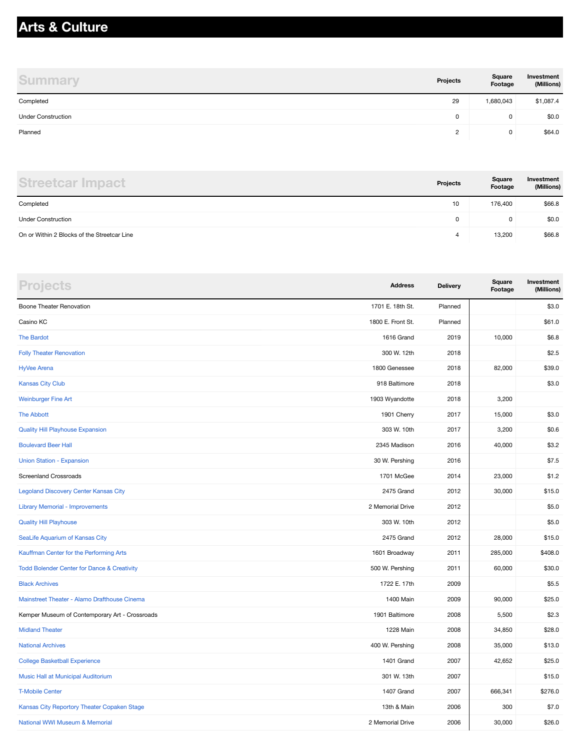# Arts & Culture

## Summary

| | Projects | Square Footage | Investment (Millions) |
|---|---|---|---|
| Completed | 29 | 1,680,043 | $1,087.4 |
| Under Construction | 0 | 0 | $0.0 |
| Planned | 2 | 0 | $64.0 |

## Streetcar Impact

| | Projects | Square Footage | Investment (Millions) |
|---|---|---|---|
| Completed | 10 | 176,400 | $66.8 |
| Under Construction | 0 | 0 | $0.0 |
| On or Within 2 Blocks of the Streetcar Line | 4 | 13,200 | $66.8 |

## Projects

| | Address | Delivery | Square Footage | Investment (Millions) |
|---|---|---|---|---|
| Boone Theater Renovation | 1701 E. 18th St. | Planned | | $3.0 |
| Casino KC | 1800 E. Front St. | Planned | | $61.0 |
| The Bardot | 1616 Grand | 2019 | 10,000 | $6.8 |
| Folly Theater Renovation | 300 W. 12th | 2018 | | $2.5 |
| HyVee Arena | 1800 Genessee | 2018 | 82,000 | $39.0 |
| Kansas City Club | 918 Baltimore | 2018 | | $3.0 |
| Weinburger Fine Art | 1903 Wyandotte | 2018 | 3,200 | |
| The Abbott | 1901 Cherry | 2017 | 15,000 | $3.0 |
| Quality Hill Playhouse Expansion | 303 W. 10th | 2017 | 3,200 | $0.6 |
| Boulevard Beer Hall | 2345 Madison | 2016 | 40,000 | $3.2 |
| Union Station - Expansion | 30 W. Pershing | 2016 | | $7.5 |
| Screenland Crossroads | 1701 McGee | 2014 | 23,000 | $1.2 |
| Legoland Discovery Center Kansas City | 2475 Grand | 2012 | 30,000 | $15.0 |
| Library Memorial - Improvements | 2 Memorial Drive | 2012 | | $5.0 |
| Quality Hill Playhouse | 303 W. 10th | 2012 | | $5.0 |
| SeaLife Aquarium of Kansas City | 2475 Grand | 2012 | 28,000 | $15.0 |
| Kauffman Center for the Performing Arts | 1601 Broadway | 2011 | 285,000 | $408.0 |
| Todd Bolender Center for Dance & Creativity | 500 W. Pershing | 2011 | 60,000 | $30.0 |
| Black Archives | 1722 E. 17th | 2009 | | $5.5 |
| Mainstreet Theater - Alamo Drafthouse Cinema | 1400 Main | 2009 | 90,000 | $25.0 |
| Kemper Museum of Contemporary Art - Crossroads | 1901 Baltimore | 2008 | 5,500 | $2.3 |
| Midland Theater | 1228 Main | 2008 | 34,850 | $28.0 |
| National Archives | 400 W. Pershing | 2008 | 35,000 | $13.0 |
| College Basketball Experience | 1401 Grand | 2007 | 42,652 | $25.0 |
| Music Hall at Municipal Auditorium | 301 W. 13th | 2007 | | $15.0 |
| T-Mobile Center | 1407 Grand | 2007 | 666,341 | $276.0 |
| Kansas City Reportory Theater Copaken Stage | 13th & Main | 2006 | 300 | $7.0 |
| National WWI Museum & Memorial | 2 Memorial Drive | 2006 | 30,000 | $26.0 |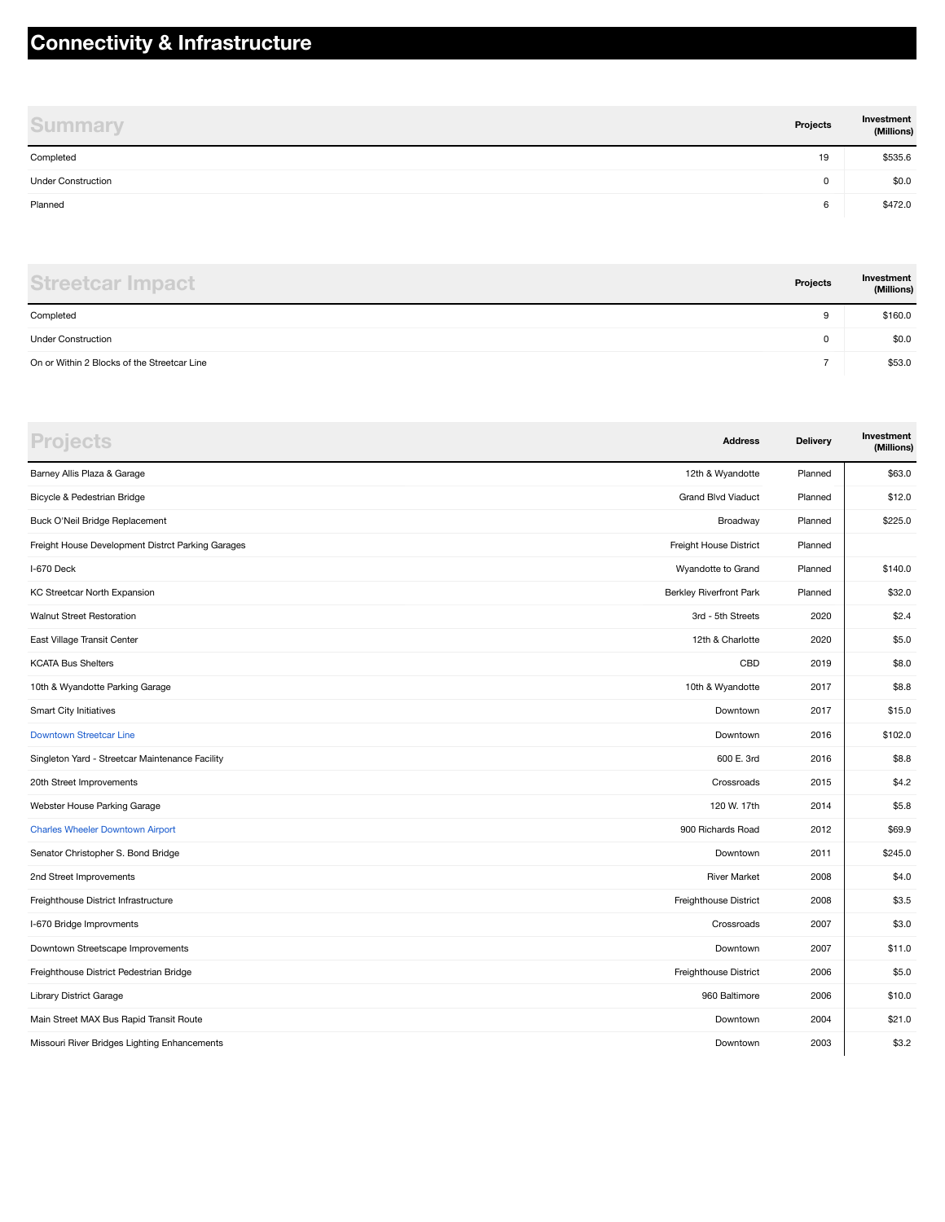# Connectivity & Infrastructure

| Summary | Projects | Investment (Millions) |
|---|---|---|
| Completed | 19 | $535.6 |
| Under Construction | 0 | $0.0 |
| Planned | 6 | $472.0 |

| Streetcar Impact | Projects | Investment (Millions) |
|---|---|---|
| Completed | 9 | $160.0 |
| Under Construction | 0 | $0.0 |
| On or Within 2 Blocks of the Streetcar Line | 7 | $53.0 |

| Projects | Address | Delivery | Investment (Millions) |
|---|---|---|---|
| Barney Allis Plaza & Garage | 12th & Wyandotte | Planned | $63.0 |
| Bicycle & Pedestrian Bridge | Grand Blvd Viaduct | Planned | $12.0 |
| Buck O'Neil Bridge Replacement | Broadway | Planned | $225.0 |
| Freight House Development Distrct Parking Garages | Freight House District | Planned | |
| I-670 Deck | Wyandotte to Grand | Planned | $140.0 |
| KC Streetcar North Expansion | Berkley Riverfront Park | Planned | $32.0 |
| Walnut Street Restoration | 3rd - 5th Streets | 2020 | $2.4 |
| East Village Transit Center | 12th & Charlotte | 2020 | $5.0 |
| KCATA Bus Shelters | CBD | 2019 | $8.0 |
| 10th & Wyandotte Parking Garage | 10th & Wyandotte | 2017 | $8.8 |
| Smart City Initiatives | Downtown | 2017 | $15.0 |
| Downtown Streetcar Line | Downtown | 2016 | $102.0 |
| Singleton Yard - Streetcar Maintenance Facility | 600 E. 3rd | 2016 | $8.8 |
| 20th Street Improvements | Crossroads | 2015 | $4.2 |
| Webster House Parking Garage | 120 W. 17th | 2014 | $5.8 |
| Charles Wheeler Downtown Airport | 900 Richards Road | 2012 | $69.9 |
| Senator Christopher S. Bond Bridge | Downtown | 2011 | $245.0 |
| 2nd Street Improvements | River Market | 2008 | $4.0 |
| Freighthouse District Infrastructure | Freighthouse District | 2008 | $3.5 |
| I-670 Bridge Improvments | Crossroads | 2007 | $3.0 |
| Downtown Streetscape Improvements | Downtown | 2007 | $11.0 |
| Freighthouse District Pedestrian Bridge | Freighthouse District | 2006 | $5.0 |
| Library District Garage | 960 Baltimore | 2006 | $10.0 |
| Main Street MAX Bus Rapid Transit Route | Downtown | 2004 | $21.0 |
| Missouri River Bridges Lighting Enhancements | Downtown | 2003 | $3.2 |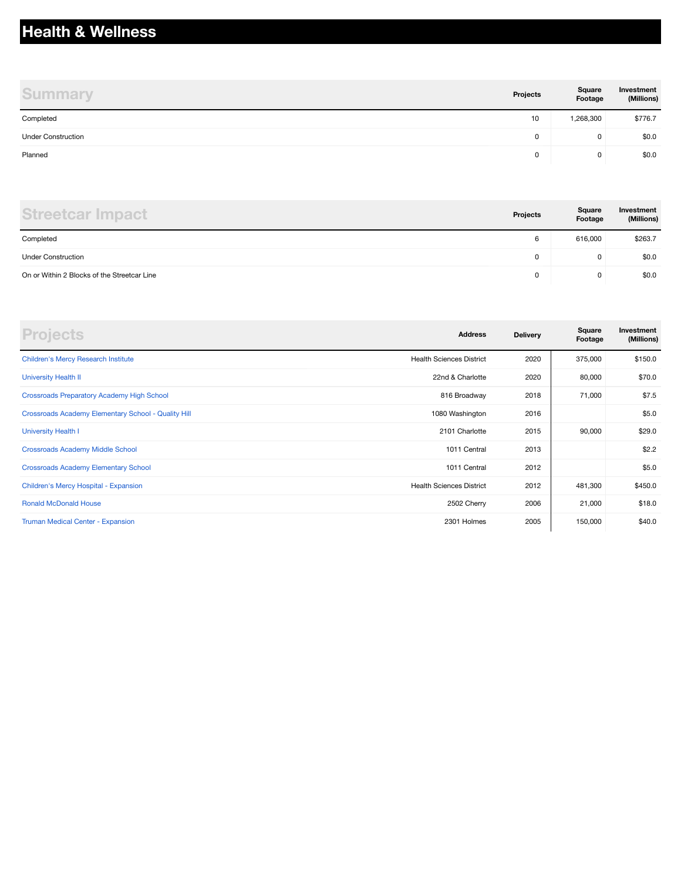# Health & Wellness

| Summary | Projects | Square Footage | Investment (Millions) |
|---|---|---|---|
| Completed | 10 | 1,268,300 | $776.7 |
| Under Construction | 0 | 0 | $0.0 |
| Planned | 0 | 0 | $0.0 |

| Streetcar Impact | Projects | Square Footage | Investment (Millions) |
|---|---|---|---|
| Completed | 6 | 616,000 | $263.7 |
| Under Construction | 0 | 0 | $0.0 |
| On or Within 2 Blocks of the Streetcar Line | 0 | 0 | $0.0 |

| Projects | Address | Delivery | Square Footage | Investment (Millions) |
|---|---|---|---|---|
| Children's Mercy Research Institute | Health Sciences District | 2020 | 375,000 | $150.0 |
| University Health II | 22nd & Charlotte | 2020 | 80,000 | $70.0 |
| Crossroads Preparatory Academy High School | 816 Broadway | 2018 | 71,000 | $7.5 |
| Crossroads Academy Elementary School - Quality Hill | 1080 Washington | 2016 | | $5.0 |
| University Health I | 2101 Charlotte | 2015 | 90,000 | $29.0 |
| Crossroads Academy Middle School | 1011 Central | 2013 | | $2.2 |
| Crossroads Academy Elementary School | 1011 Central | 2012 | | $5.0 |
| Children's Mercy Hospital - Expansion | Health Sciences District | 2012 | 481,300 | $450.0 |
| Ronald McDonald House | 2502 Cherry | 2006 | 21,000 | $18.0 |
| Truman Medical Center - Expansion | 2301 Holmes | 2005 | 150,000 | $40.0 |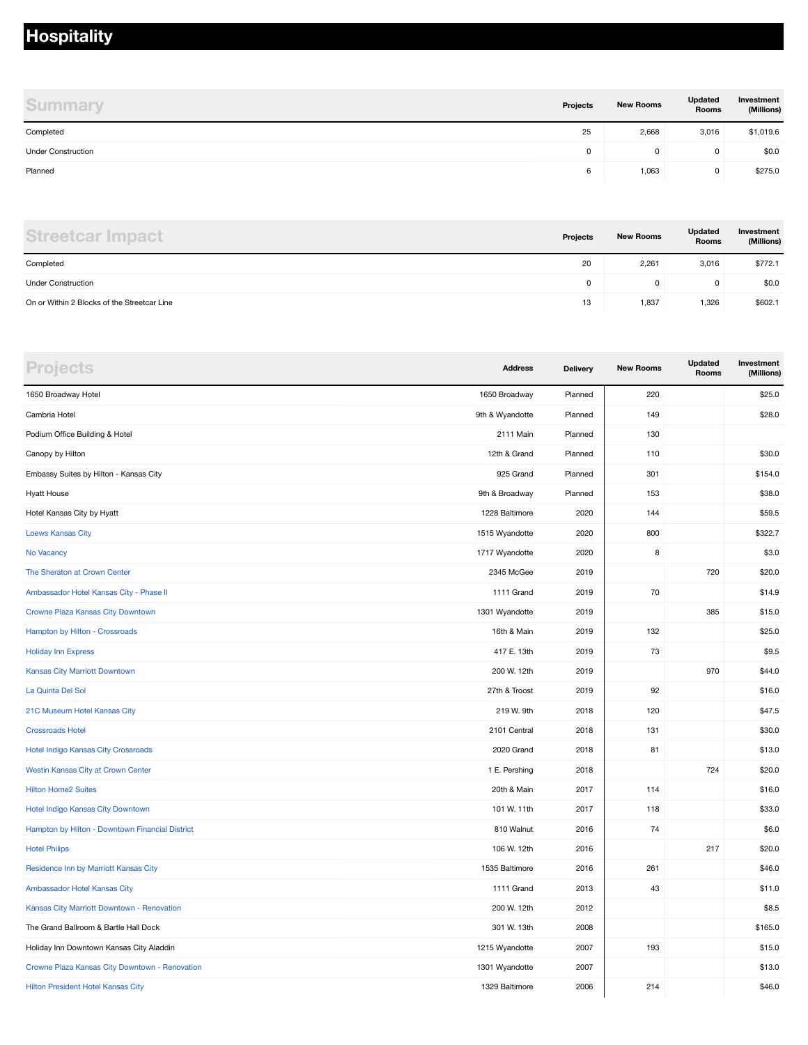# Hospitality

## Summary

| | Projects | New Rooms | Updated Rooms | Investment (Millions) |
|---|---|---|---|---|
| Completed | 25 | 2,668 | 3,016 | $1,019.6 |
| Under Construction | 0 | 0 | 0 | $0.0 |
| Planned | 6 | 1,063 | 0 | $275.0 |

## Streetcar Impact

| | Projects | New Rooms | Updated Rooms | Investment (Millions) |
|---|---|---|---|---|
| Completed | 20 | 2,261 | 3,016 | $772.1 |
| Under Construction | 0 | 0 | 0 | $0.0 |
| On or Within 2 Blocks of the Streetcar Line | 13 | 1,837 | 1,326 | $602.1 |

## Projects

| | Address | Delivery | New Rooms | Updated Rooms | Investment (Millions) |
|---|---|---|---|---|---|
| 1650 Broadway Hotel | 1650 Broadway | Planned | 220 | | $25.0 |
| Cambria Hotel | 9th & Wyandotte | Planned | 149 | | $28.0 |
| Podium Office Building & Hotel | 2111 Main | Planned | 130 | | |
| Canopy by Hilton | 12th & Grand | Planned | 110 | | $30.0 |
| Embassy Suites by Hilton - Kansas City | 925 Grand | Planned | 301 | | $154.0 |
| Hyatt House | 9th & Broadway | Planned | 153 | | $38.0 |
| Hotel Kansas City by Hyatt | 1228 Baltimore | 2020 | 144 | | $59.5 |
| Loews Kansas City | 1515 Wyandotte | 2020 | 800 | | $322.7 |
| No Vacancy | 1717 Wyandotte | 2020 | 8 | | $3.0 |
| The Sheraton at Crown Center | 2345 McGee | 2019 | | 720 | $20.0 |
| Ambassador Hotel Kansas City - Phase II | 1111 Grand | 2019 | 70 | | $14.9 |
| Crowne Plaza Kansas City Downtown | 1301 Wyandotte | 2019 | | 385 | $15.0 |
| Hampton by Hilton - Crossroads | 16th & Main | 2019 | 132 | | $25.0 |
| Holiday Inn Express | 417 E. 13th | 2019 | 73 | | $9.5 |
| Kansas City Marriott Downtown | 200 W. 12th | 2019 | | 970 | $44.0 |
| La Quinta Del Sol | 27th & Troost | 2019 | 92 | | $16.0 |
| 21C Museum Hotel Kansas City | 219 W. 9th | 2018 | 120 | | $47.5 |
| Crossroads Hotel | 2101 Central | 2018 | 131 | | $30.0 |
| Hotel Indigo Kansas City Crossroads | 2020 Grand | 2018 | 81 | | $13.0 |
| Westin Kansas City at Crown Center | 1 E. Pershing | 2018 | | 724 | $20.0 |
| Hilton Home2 Suites | 20th & Main | 2017 | 114 | | $16.0 |
| Hotel Indigo Kansas City Downtown | 101 W. 11th | 2017 | 118 | | $33.0 |
| Hampton by Hilton - Downtown Financial District | 810 Walnut | 2016 | 74 | | $6.0 |
| Hotel Philips | 106 W. 12th | 2016 | | 217 | $20.0 |
| Residence Inn by Marriott Kansas City | 1535 Baltimore | 2016 | 261 | | $46.0 |
| Ambassador Hotel Kansas City | 1111 Grand | 2013 | 43 | | $11.0 |
| Kansas City Marriott Downtown - Renovation | 200 W. 12th | 2012 | | | $8.5 |
| The Grand Ballroom & Bartle Hall Dock | 301 W. 13th | 2008 | | | $165.0 |
| Holiday Inn Downtown Kansas City Aladdin | 1215 Wyandotte | 2007 | 193 | | $15.0 |
| Crowne Plaza Kansas City Downtown - Renovation | 1301 Wyandotte | 2007 | | | $13.0 |
| Hilton President Hotel Kansas City | 1329 Baltimore | 2006 | 214 | | $46.0 |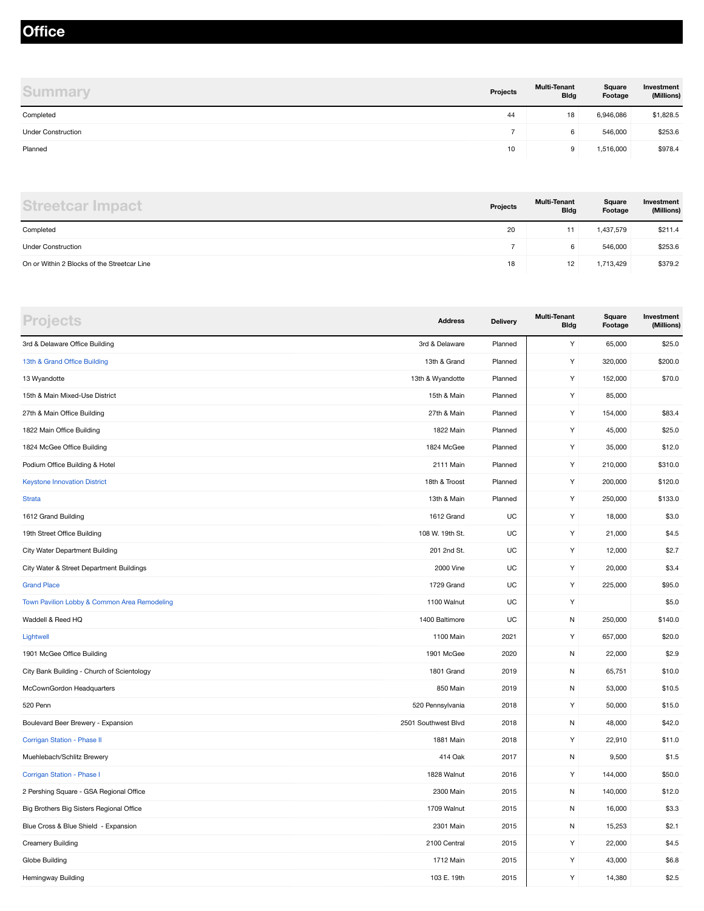# Office

## Summary

| Summary | Projects | Multi-Tenant Bldg | Square Footage | Investment (Millions) |
|---|---|---|---|---|
| Completed | 44 | 18 | 6,946,086 | $1,828.5 |
| Under Construction | 7 | 6 | 546,000 | $253.6 |
| Planned | 10 | 9 | 1,516,000 | $978.4 |

## Streetcar Impact

| Streetcar Impact | Projects | Multi-Tenant Bldg | Square Footage | Investment (Millions) |
|---|---|---|---|---|
| Completed | 20 | 11 | 1,437,579 | $211.4 |
| Under Construction | 7 | 6 | 546,000 | $253.6 |
| On or Within 2 Blocks of the Streetcar Line | 18 | 12 | 1,713,429 | $379.2 |

## Projects

| Projects | Address | Delivery | Multi-Tenant Bldg | Square Footage | Investment (Millions) |
|---|---|---|---|---|---|
| 3rd & Delaware Office Building | 3rd & Delaware | Planned | Y | 65,000 | $25.0 |
| 13th & Grand Office Building | 13th & Grand | Planned | Y | 320,000 | $200.0 |
| 13 Wyandotte | 13th & Wyandotte | Planned | Y | 152,000 | $70.0 |
| 15th & Main Mixed-Use District | 15th & Main | Planned | Y | 85,000 | |
| 27th & Main Office Building | 27th & Main | Planned | Y | 154,000 | $83.4 |
| 1822 Main Office Building | 1822 Main | Planned | Y | 45,000 | $25.0 |
| 1824 McGee Office Building | 1824 McGee | Planned | Y | 35,000 | $12.0 |
| Podium Office Building & Hotel | 2111 Main | Planned | Y | 210,000 | $310.0 |
| Keystone Innovation District | 18th & Troost | Planned | Y | 200,000 | $120.0 |
| Strata | 13th & Main | Planned | Y | 250,000 | $133.0 |
| 1612 Grand Building | 1612 Grand | UC | Y | 18,000 | $3.0 |
| 19th Street Office Building | 108 W. 19th St. | UC | Y | 21,000 | $4.5 |
| City Water Department Building | 201 2nd St. | UC | Y | 12,000 | $2.7 |
| City Water & Street Department Buildings | 2000 Vine | UC | Y | 20,000 | $3.4 |
| Grand Place | 1729 Grand | UC | Y | 225,000 | $95.0 |
| Town Pavilion Lobby & Common Area Remodeling | 1100 Walnut | UC | Y | | $5.0 |
| Waddell & Reed HQ | 1400 Baltimore | UC | N | 250,000 | $140.0 |
| Lightwell | 1100 Main | 2021 | Y | 657,000 | $20.0 |
| 1901 McGee Office Building | 1901 McGee | 2020 | N | 22,000 | $2.9 |
| City Bank Building - Church of Scientology | 1801 Grand | 2019 | N | 65,751 | $10.0 |
| McCownGordon Headquarters | 850 Main | 2019 | N | 53,000 | $10.5 |
| 520 Penn | 520 Pennsylvania | 2018 | Y | 50,000 | $15.0 |
| Boulevard Beer Brewery - Expansion | 2501 Southwest Blvd | 2018 | N | 48,000 | $42.0 |
| Corrigan Station - Phase II | 1881 Main | 2018 | Y | 22,910 | $11.0 |
| Muehlebach/Schlitz Brewery | 414 Oak | 2017 | N | 9,500 | $1.5 |
| Corrigan Station - Phase I | 1828 Walnut | 2016 | Y | 144,000 | $50.0 |
| 2 Pershing Square - GSA Regional Office | 2300 Main | 2015 | N | 140,000 | $12.0 |
| Big Brothers Big Sisters Regional Office | 1709 Walnut | 2015 | N | 16,000 | $3.3 |
| Blue Cross & Blue Shield - Expansion | 2301 Main | 2015 | N | 15,253 | $2.1 |
| Creamery Building | 2100 Central | 2015 | Y | 22,000 | $4.5 |
| Globe Building | 1712 Main | 2015 | Y | 43,000 | $6.8 |
| Hemingway Building | 103 E. 19th | 2015 | Y | 14,380 | $2.5 |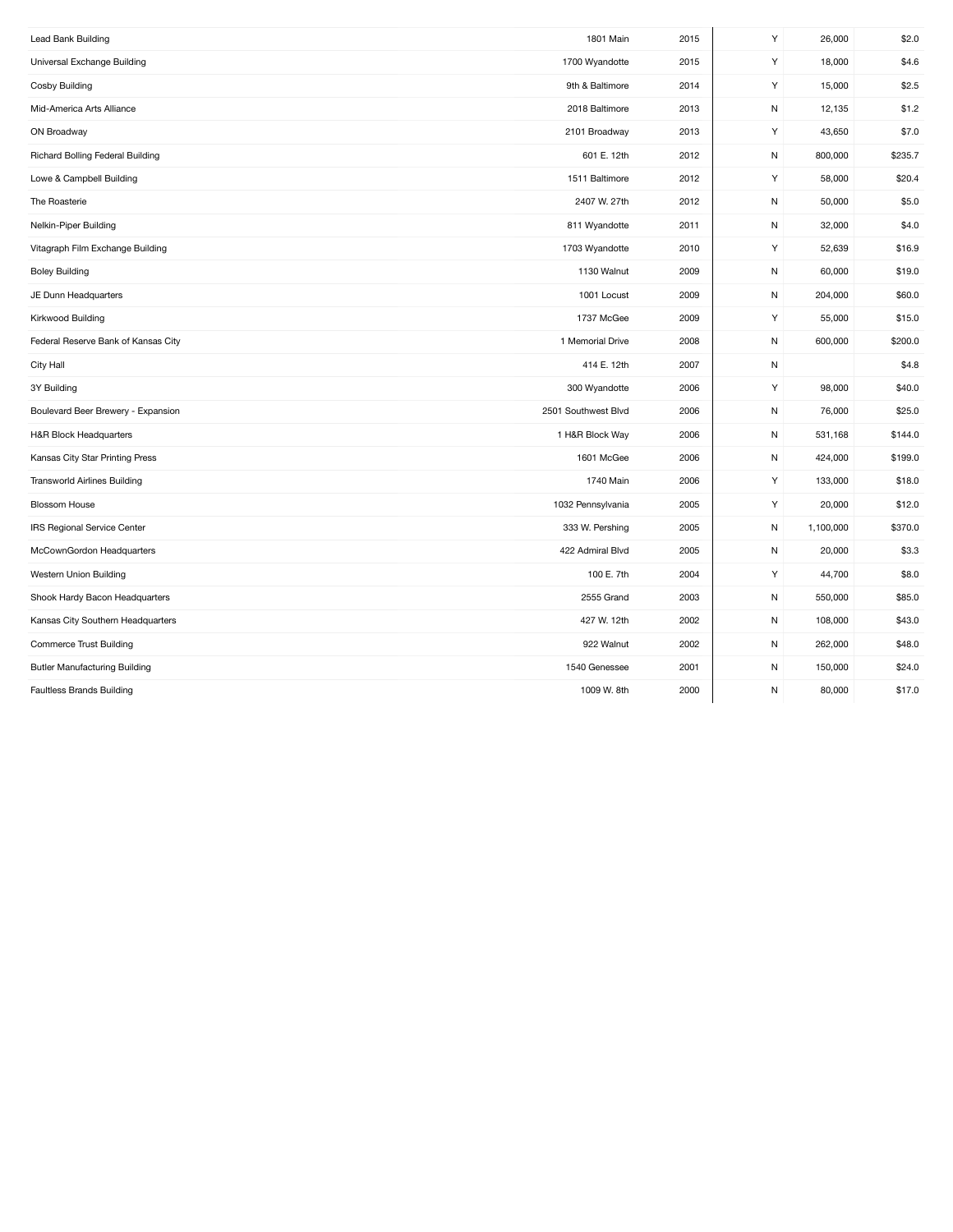| | | | | | |
|---|---|---|---|---|---|
| Lead Bank Building | 1801 Main | 2015 | Y | 26,000 | $2.0 |
| Universal Exchange Building | 1700 Wyandotte | 2015 | Y | 18,000 | $4.6 |
| Cosby Building | 9th & Baltimore | 2014 | Y | 15,000 | $2.5 |
| Mid-America Arts Alliance | 2018 Baltimore | 2013 | N | 12,135 | $1.2 |
| ON Broadway | 2101 Broadway | 2013 | Y | 43,650 | $7.0 |
| Richard Bolling Federal Building | 601 E. 12th | 2012 | N | 800,000 | $235.7 |
| Lowe & Campbell Building | 1511 Baltimore | 2012 | Y | 58,000 | $20.4 |
| The Roasterie | 2407 W. 27th | 2012 | N | 50,000 | $5.0 |
| Nelkin-Piper Building | 811 Wyandotte | 2011 | N | 32,000 | $4.0 |
| Vitagraph Film Exchange Building | 1703 Wyandotte | 2010 | Y | 52,639 | $16.9 |
| Boley Building | 1130 Walnut | 2009 | N | 60,000 | $19.0 |
| JE Dunn Headquarters | 1001 Locust | 2009 | N | 204,000 | $60.0 |
| Kirkwood Building | 1737 McGee | 2009 | Y | 55,000 | $15.0 |
| Federal Reserve Bank of Kansas City | 1 Memorial Drive | 2008 | N | 600,000 | $200.0 |
| City Hall | 414 E. 12th | 2007 | N | | $4.8 |
| 3Y Building | 300 Wyandotte | 2006 | Y | 98,000 | $40.0 |
| Boulevard Beer Brewery - Expansion | 2501 Southwest Blvd | 2006 | N | 76,000 | $25.0 |
| H&R Block Headquarters | 1 H&R Block Way | 2006 | N | 531,168 | $144.0 |
| Kansas City Star Printing Press | 1601 McGee | 2006 | N | 424,000 | $199.0 |
| Transworld Airlines Building | 1740 Main | 2006 | Y | 133,000 | $18.0 |
| Blossom House | 1032 Pennsylvania | 2005 | Y | 20,000 | $12.0 |
| IRS Regional Service Center | 333 W. Pershing | 2005 | N | 1,100,000 | $370.0 |
| McCownGordon Headquarters | 422 Admiral Blvd | 2005 | N | 20,000 | $3.3 |
| Western Union Building | 100 E. 7th | 2004 | Y | 44,700 | $8.0 |
| Shook Hardy Bacon Headquarters | 2555 Grand | 2003 | N | 550,000 | $85.0 |
| Kansas City Southern Headquarters | 427 W. 12th | 2002 | N | 108,000 | $43.0 |
| Commerce Trust Building | 922 Walnut | 2002 | N | 262,000 | $48.0 |
| Butler Manufacturing Building | 1540 Genessee | 2001 | N | 150,000 | $24.0 |
| Faultless Brands Building | 1009 W. 8th | 2000 | N | 80,000 | $17.0 |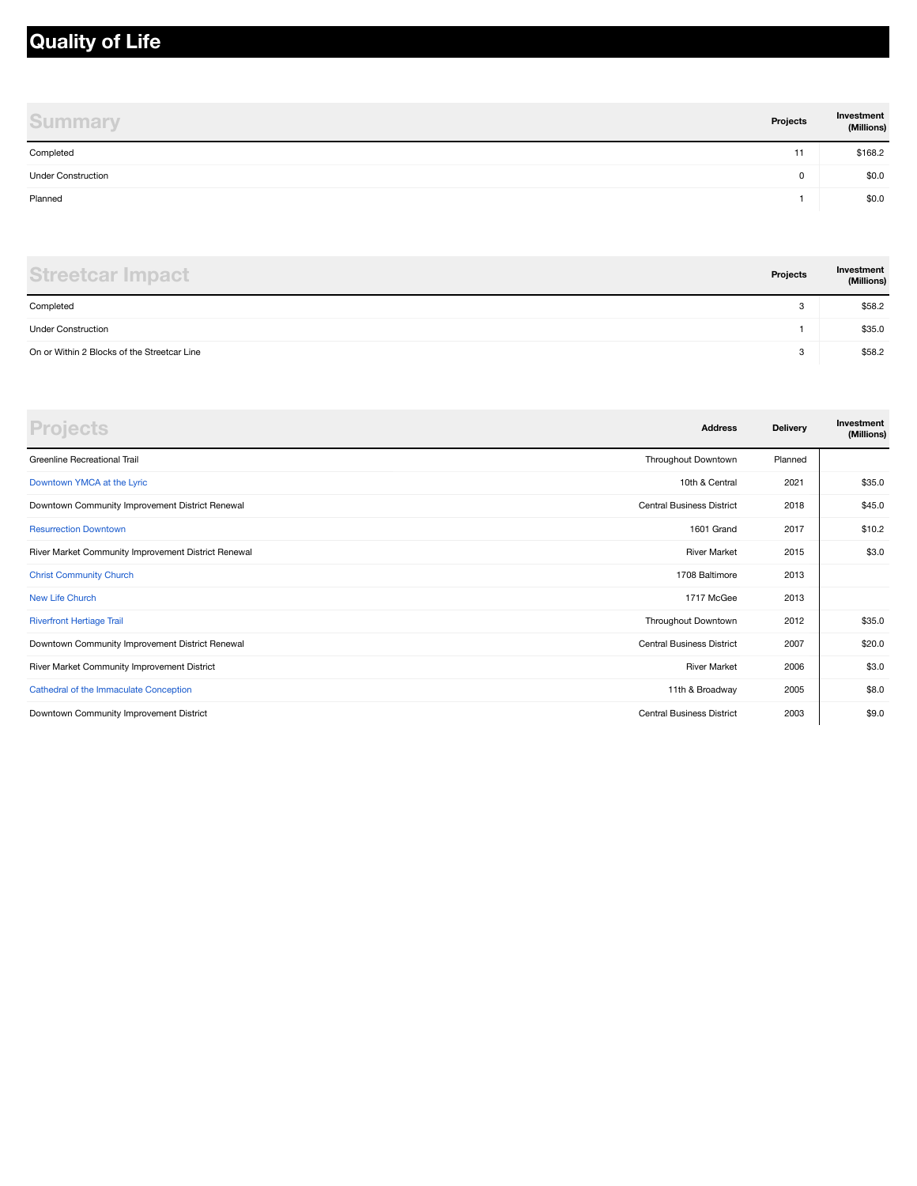# Quality of Life

| Summary | Projects | Investment (Millions) |
| --- | --- | --- |
| Completed | 11 | $168.2 |
| Under Construction | 0 | $0.0 |
| Planned | 1 | $0.0 |

| Streetcar Impact | Projects | Investment (Millions) |
| --- | --- | --- |
| Completed | 3 | $58.2 |
| Under Construction | 1 | $35.0 |
| On or Within 2 Blocks of the Streetcar Line | 3 | $58.2 |

| Projects | Address | Delivery | Investment (Millions) |
| --- | --- | --- | --- |
| Greenline Recreational Trail | Throughout Downtown | Planned | |
| Downtown YMCA at the Lyric | 10th & Central | 2021 | $35.0 |
| Downtown Community Improvement District Renewal | Central Business District | 2018 | $45.0 |
| Resurrection Downtown | 1601 Grand | 2017 | $10.2 |
| River Market Community Improvement District Renewal | River Market | 2015 | $3.0 |
| Christ Community Church | 1708 Baltimore | 2013 | |
| New Life Church | 1717 McGee | 2013 | |
| Riverfront Hertiage Trail | Throughout Downtown | 2012 | $35.0 |
| Downtown Community Improvement District Renewal | Central Business District | 2007 | $20.0 |
| River Market Community Improvement District | River Market | 2006 | $3.0 |
| Cathedral of the Immaculate Conception | 11th & Broadway | 2005 | $8.0 |
| Downtown Community Improvement District | Central Business District | 2003 | $9.0 |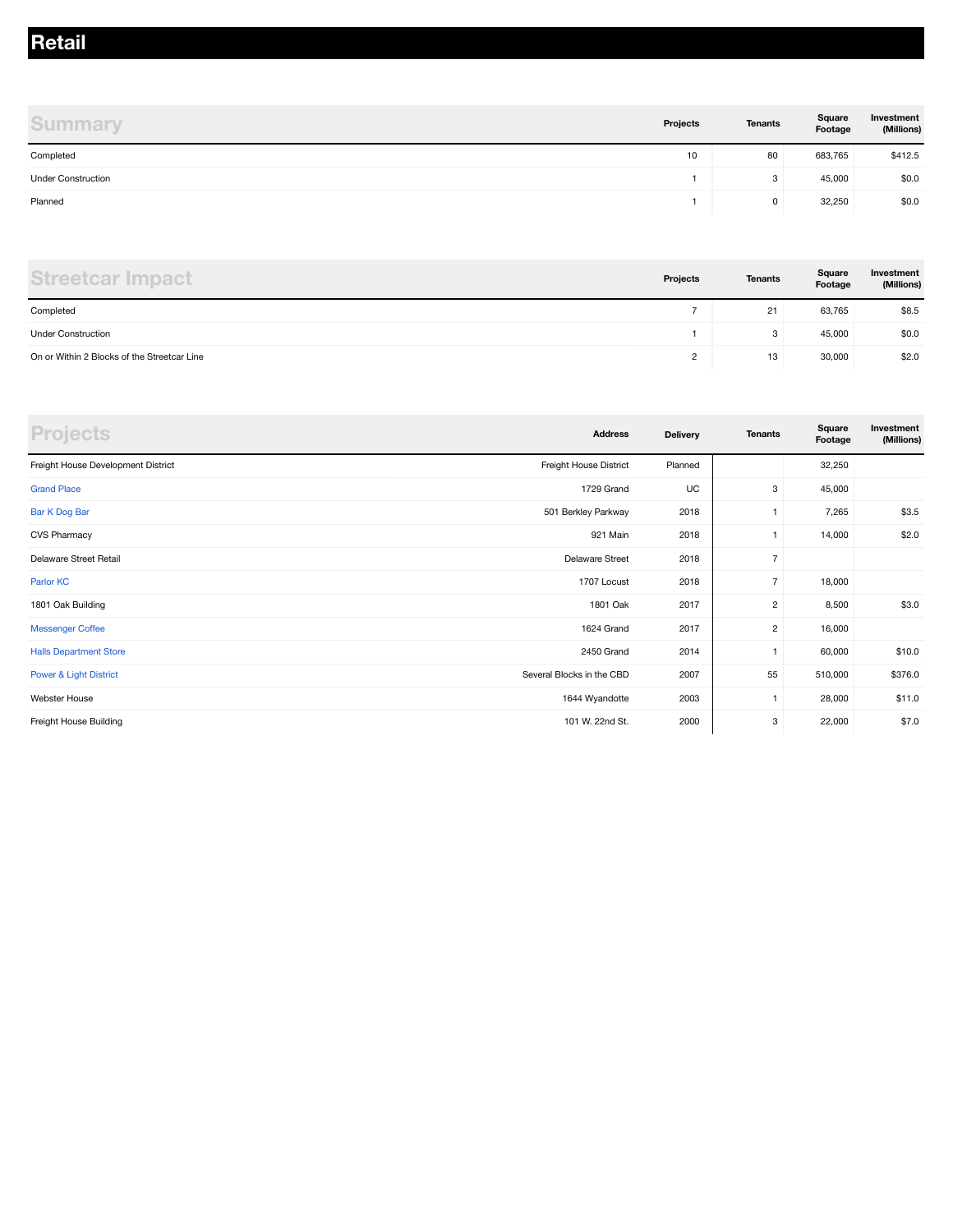# Retail

| Summary | Projects | Tenants | Square Footage | Investment (Millions) |
| --- | --- | --- | --- | --- |
| Completed | 10 | 80 | 683,765 | $412.5 |
| Under Construction | 1 | 3 | 45,000 | $0.0 |
| Planned | 1 | 0 | 32,250 | $0.0 |

| Streetcar Impact | Projects | Tenants | Square Footage | Investment (Millions) |
| --- | --- | --- | --- | --- |
| Completed | 7 | 21 | 63,765 | $8.5 |
| Under Construction | 1 | 3 | 45,000 | $0.0 |
| On or Within 2 Blocks of the Streetcar Line | 2 | 13 | 30,000 | $2.0 |

| Projects | Address | Delivery | Tenants | Square Footage | Investment (Millions) |
| --- | --- | --- | --- | --- | --- |
| Freight House Development District | Freight House District | Planned | | 32,250 | |
| Grand Place | 1729 Grand | UC | 3 | 45,000 | |
| Bar K Dog Bar | 501 Berkley Parkway | 2018 | 1 | 7,265 | $3.5 |
| CVS Pharmacy | 921 Main | 2018 | 1 | 14,000 | $2.0 |
| Delaware Street Retail | Delaware Street | 2018 | 7 | | |
| Parlor KC | 1707 Locust | 2018 | 7 | 18,000 | |
| 1801 Oak Building | 1801 Oak | 2017 | 2 | 8,500 | $3.0 |
| Messenger Coffee | 1624 Grand | 2017 | 2 | 16,000 | |
| Halls Department Store | 2450 Grand | 2014 | 1 | 60,000 | $10.0 |
| Power & Light District | Several Blocks in the CBD | 2007 | 55 | 510,000 | $376.0 |
| Webster House | 1644 Wyandotte | 2003 | 1 | 28,000 | $11.0 |
| Freight House Building | 101 W. 22nd St. | 2000 | 3 | 22,000 | $7.0 |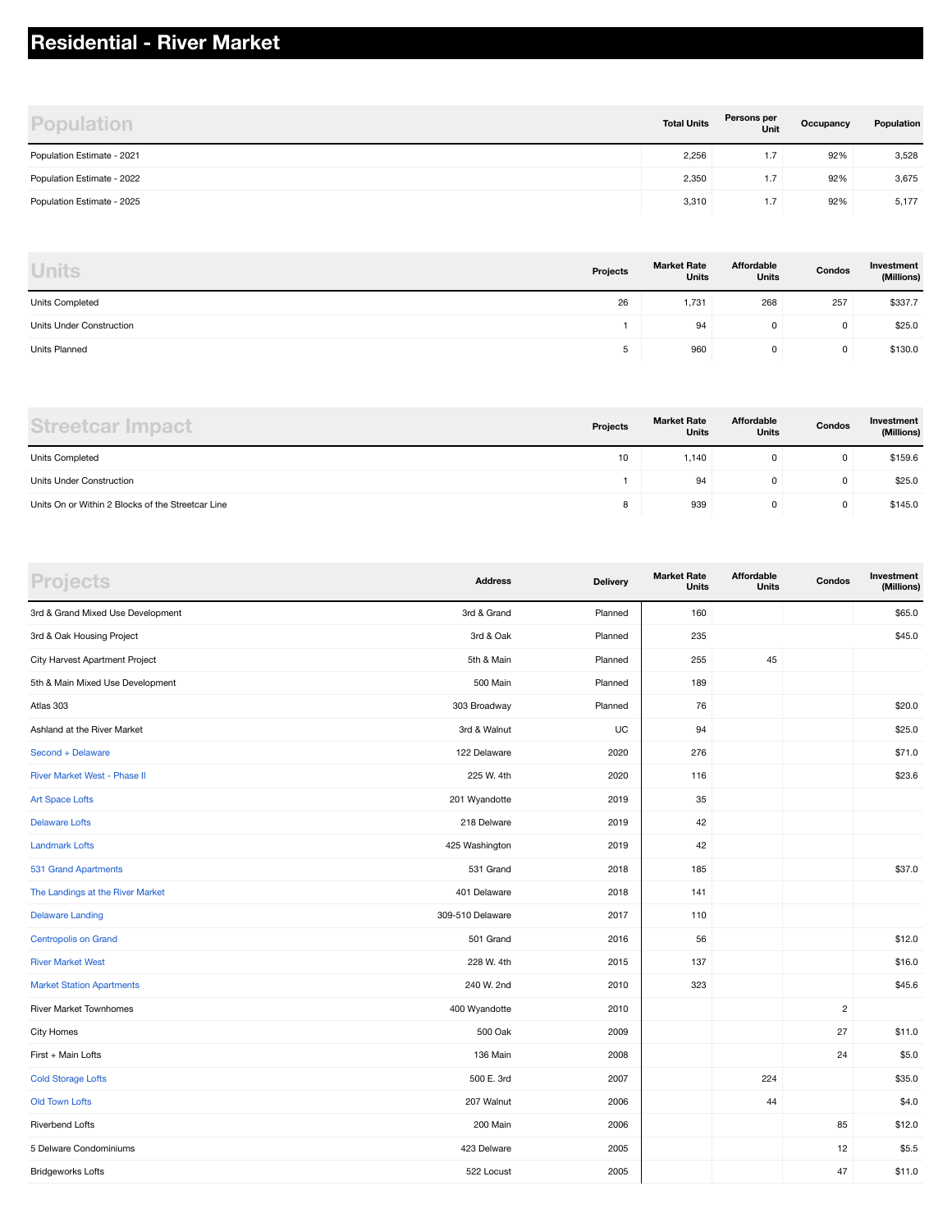# Residential - River Market

| Population | Total Units | Persons per Unit | Occupancy | Population |
|---|---|---|---|---|
| Population Estimate - 2021 | 2,256 | 1.7 | 92% | 3,528 |
| Population Estimate - 2022 | 2,350 | 1.7 | 92% | 3,675 |
| Population Estimate - 2025 | 3,310 | 1.7 | 92% | 5,177 |

| Units | Projects | Market Rate Units | Affordable Units | Condos | Investment (Millions) |
|---|---|---|---|---|---|
| Units Completed | 26 | 1,731 | 268 | 257 | $337.7 |
| Units Under Construction | 1 | 94 | 0 | 0 | $25.0 |
| Units Planned | 5 | 960 | 0 | 0 | $130.0 |

| Streetcar Impact | Projects | Market Rate Units | Affordable Units | Condos | Investment (Millions) |
|---|---|---|---|---|---|
| Units Completed | 10 | 1,140 | 0 | 0 | $159.6 |
| Units Under Construction | 1 | 94 | 0 | 0 | $25.0 |
| Units On or Within 2 Blocks of the Streetcar Line | 8 | 939 | 0 | 0 | $145.0 |

| Projects | Address | Delivery | Market Rate Units | Affordable Units | Condos | Investment (Millions) |
|---|---|---|---|---|---|---|
| 3rd & Grand Mixed Use Development | 3rd & Grand | Planned | 160 | | | $65.0 |
| 3rd & Oak Housing Project | 3rd & Oak | Planned | 235 | | | $45.0 |
| City Harvest Apartment Project | 5th & Main | Planned | 255 | 45 | | |
| 5th & Main Mixed Use Development | 500 Main | Planned | 189 | | | |
| Atlas 303 | 303 Broadway | Planned | 76 | | | $20.0 |
| Ashland at the River Market | 3rd & Walnut | UC | 94 | | | $25.0 |
| Second + Delaware | 122 Delaware | 2020 | 276 | | | $71.0 |
| River Market West - Phase II | 225 W. 4th | 2020 | 116 | | | $23.6 |
| Art Space Lofts | 201 Wyandotte | 2019 | 35 | | | |
| Delaware Lofts | 218 Delware | 2019 | 42 | | | |
| Landmark Lofts | 425 Washington | 2019 | 42 | | | |
| 531 Grand Apartments | 531 Grand | 2018 | 185 | | | $37.0 |
| The Landings at the River Market | 401 Delaware | 2018 | 141 | | | |
| Delaware Landing | 309-510 Delaware | 2017 | 110 | | | |
| Centropolis on Grand | 501 Grand | 2016 | 56 | | | $12.0 |
| River Market West | 228 W. 4th | 2015 | 137 | | | $16.0 |
| Market Station Apartments | 240 W. 2nd | 2010 | 323 | | | $45.6 |
| River Market Townhomes | 400 Wyandotte | 2010 | | | 2 | |
| City Homes | 500 Oak | 2009 | | | 27 | $11.0 |
| First + Main Lofts | 136 Main | 2008 | | | 24 | $5.0 |
| Cold Storage Lofts | 500 E. 3rd | 2007 | | 224 | | $35.0 |
| Old Town Lofts | 207 Walnut | 2006 | | 44 | | $4.0 |
| Riverbend Lofts | 200 Main | 2006 | | | 85 | $12.0 |
| 5 Delware Condominiums | 423 Delware | 2005 | | | 12 | $5.5 |
| Bridgeworks Lofts | 522 Locust | 2005 | | | 47 | $11.0 |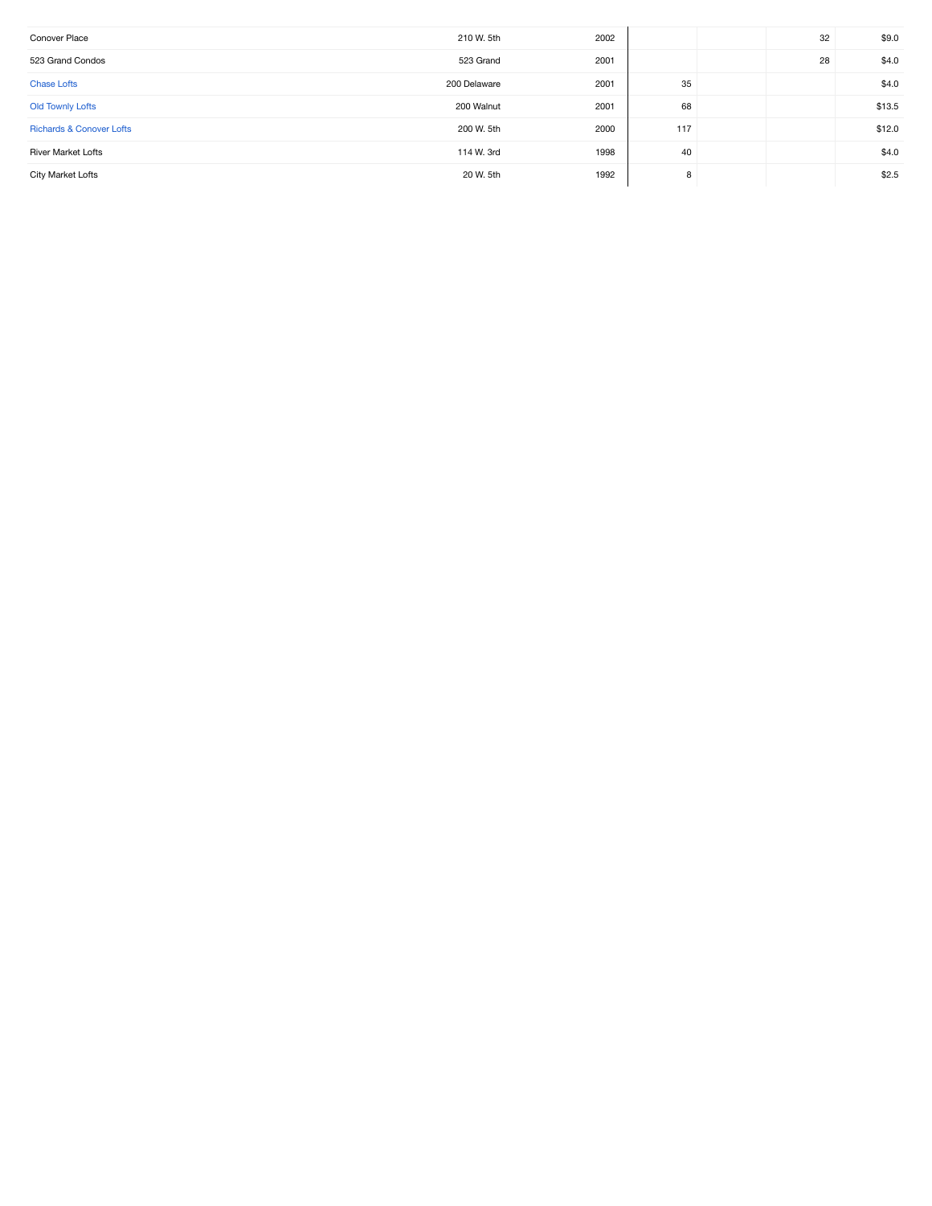| | | | | | | |
|---|---|---|---|---|---|---|
| Conover Place | 210 W. 5th | 2002 | | | 32 | $9.0 |
| 523 Grand Condos | 523 Grand | 2001 | | | 28 | $4.0 |
| Chase Lofts | 200 Delaware | 2001 | 35 | | | $4.0 |
| Old Townly Lofts | 200 Walnut | 2001 | 68 | | | $13.5 |
| Richards & Conover Lofts | 200 W. 5th | 2000 | 117 | | | $12.0 |
| River Market Lofts | 114 W. 3rd | 1998 | 40 | | | $4.0 |
| City Market Lofts | 20 W. 5th | 1992 | 8 | | | $2.5 |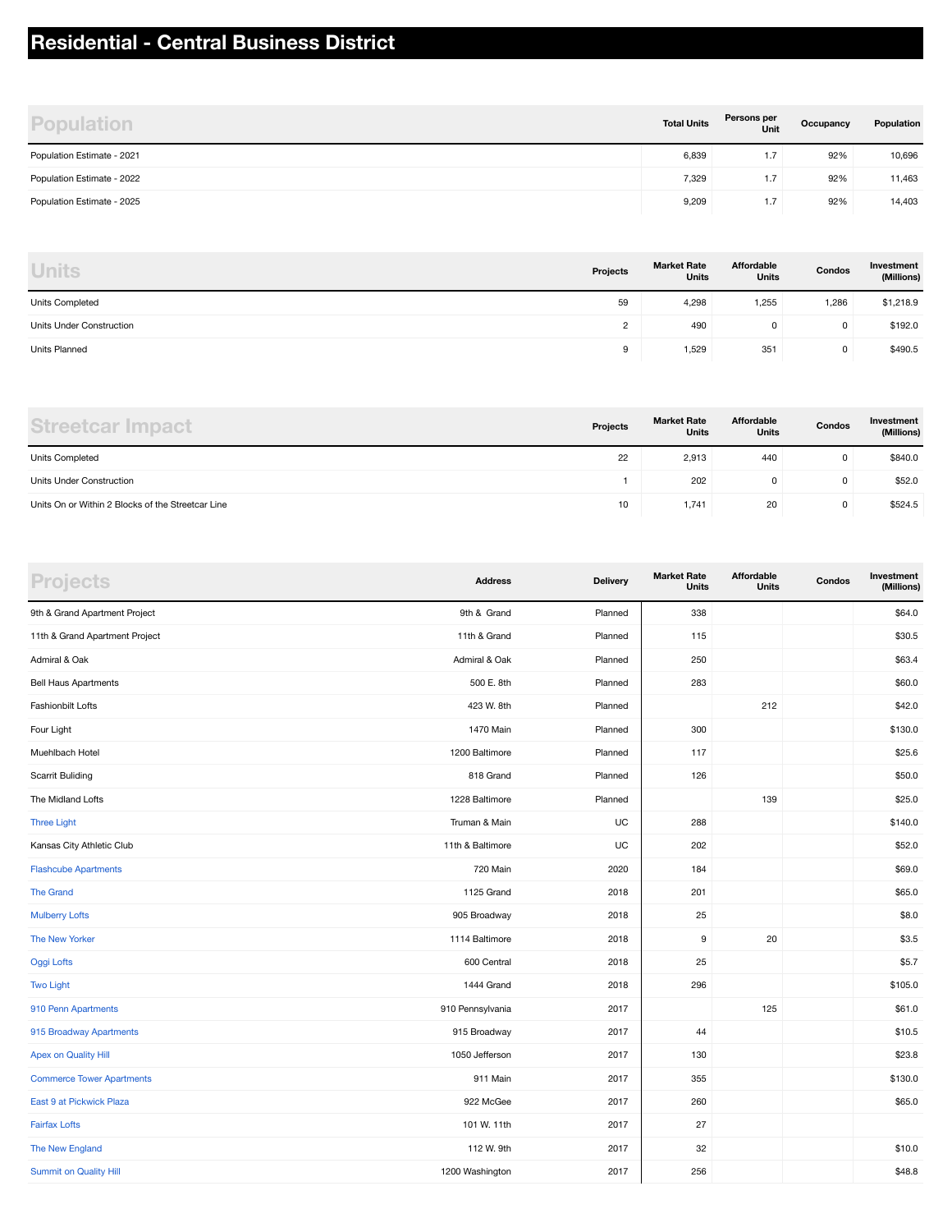# Residential - Central Business District

| Population | Total Units | Persons per Unit | Occupancy | Population |
|---|---|---|---|---|
| Population Estimate - 2021 | 6,839 | 1.7 | 92% | 10,696 |
| Population Estimate - 2022 | 7,329 | 1.7 | 92% | 11,463 |
| Population Estimate - 2025 | 9,209 | 1.7 | 92% | 14,403 |

| Units | Projects | Market Rate Units | Affordable Units | Condos | Investment (Millions) |
|---|---|---|---|---|---|
| Units Completed | 59 | 4,298 | 1,255 | 1,286 | $1,218.9 |
| Units Under Construction | 2 | 490 | 0 | 0 | $192.0 |
| Units Planned | 9 | 1,529 | 351 | 0 | $490.5 |

| Streetcar Impact | Projects | Market Rate Units | Affordable Units | Condos | Investment (Millions) |
|---|---|---|---|---|---|
| Units Completed | 22 | 2,913 | 440 | 0 | $840.0 |
| Units Under Construction | 1 | 202 | 0 | 0 | $52.0 |
| Units On or Within 2 Blocks of the Streetcar Line | 10 | 1,741 | 20 | 0 | $524.5 |

| Projects | Address | Delivery | Market Rate Units | Affordable Units | Condos | Investment (Millions) |
|---|---|---|---|---|---|---|
| 9th & Grand Apartment Project | 9th & Grand | Planned | 338 | | | $64.0 |
| 11th & Grand Apartment Project | 11th & Grand | Planned | 115 | | | $30.5 |
| Admiral & Oak | Admiral & Oak | Planned | 250 | | | $63.4 |
| Bell Haus Apartments | 500 E. 8th | Planned | 283 | | | $60.0 |
| Fashionbilt Lofts | 423 W. 8th | Planned | | 212 | | $42.0 |
| Four Light | 1470 Main | Planned | 300 | | | $130.0 |
| Muehlbach Hotel | 1200 Baltimore | Planned | 117 | | | $25.6 |
| Scarrit Buliding | 818 Grand | Planned | 126 | | | $50.0 |
| The Midland Lofts | 1228 Baltimore | Planned | | 139 | | $25.0 |
| Three Light | Truman & Main | UC | 288 | | | $140.0 |
| Kansas City Athletic Club | 11th & Baltimore | UC | 202 | | | $52.0 |
| Flashcube Apartments | 720 Main | 2020 | 184 | | | $69.0 |
| The Grand | 1125 Grand | 2018 | 201 | | | $65.0 |
| Mulberry Lofts | 905 Broadway | 2018 | 25 | | | $8.0 |
| The New Yorker | 1114 Baltimore | 2018 | 9 | 20 | | $3.5 |
| Oggi Lofts | 600 Central | 2018 | 25 | | | $5.7 |
| Two Light | 1444 Grand | 2018 | 296 | | | $105.0 |
| 910 Penn Apartments | 910 Pennsylvania | 2017 | | 125 | | $61.0 |
| 915 Broadway Apartments | 915 Broadway | 2017 | 44 | | | $10.5 |
| Apex on Quality Hill | 1050 Jefferson | 2017 | 130 | | | $23.8 |
| Commerce Tower Apartments | 911 Main | 2017 | 355 | | | $130.0 |
| East 9 at Pickwick Plaza | 922 McGee | 2017 | 260 | | | $65.0 |
| Fairfax Lofts | 101 W. 11th | 2017 | 27 | | | |
| The New England | 112 W. 9th | 2017 | 32 | | | $10.0 |
| Summit on Quality Hill | 1200 Washington | 2017 | 256 | | | $48.8 |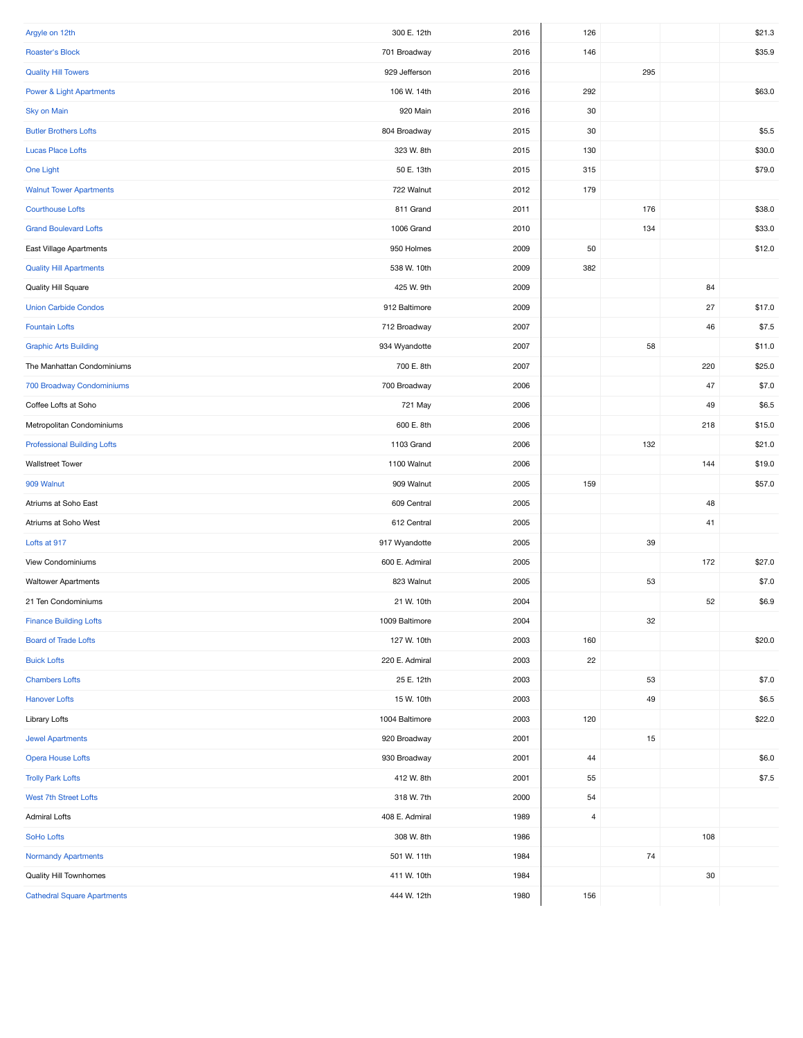| | | | | | | |
|---|---|---|---|---|---|---|
| Argyle on 12th | 300 E. 12th | 2016 | 126 | | | $21.3 |
| Roaster's Block | 701 Broadway | 2016 | 146 | | | $35.9 |
| Quality Hill Towers | 929 Jefferson | 2016 | | 295 | | |
| Power & Light Apartments | 106 W. 14th | 2016 | 292 | | | $63.0 |
| Sky on Main | 920 Main | 2016 | 30 | | | |
| Butler Brothers Lofts | 804 Broadway | 2015 | 30 | | | $5.5 |
| Lucas Place Lofts | 323 W. 8th | 2015 | 130 | | | $30.0 |
| One Light | 50 E. 13th | 2015 | 315 | | | $79.0 |
| Walnut Tower Apartments | 722 Walnut | 2012 | 179 | | | |
| Courthouse Lofts | 811 Grand | 2011 | | 176 | | $38.0 |
| Grand Boulevard Lofts | 1006 Grand | 2010 | | 134 | | $33.0 |
| East Village Apartments | 950 Holmes | 2009 | 50 | | | $12.0 |
| Quality Hill Apartments | 538 W. 10th | 2009 | 382 | | | |
| Quality Hill Square | 425 W. 9th | 2009 | | | 84 | |
| Union Carbide Condos | 912 Baltimore | 2009 | | | 27 | $17.0 |
| Fountain Lofts | 712 Broadway | 2007 | | | 46 | $7.5 |
| Graphic Arts Building | 934 Wyandotte | 2007 | | 58 | | $11.0 |
| The Manhattan Condominiums | 700 E. 8th | 2007 | | | 220 | $25.0 |
| 700 Broadway Condominiums | 700 Broadway | 2006 | | | 47 | $7.0 |
| Coffee Lofts at Soho | 721 May | 2006 | | | 49 | $6.5 |
| Metropolitan Condominiums | 600 E. 8th | 2006 | | | 218 | $15.0 |
| Professional Building Lofts | 1103 Grand | 2006 | | 132 | | $21.0 |
| Wallstreet Tower | 1100 Walnut | 2006 | | | 144 | $19.0 |
| 909 Walnut | 909 Walnut | 2005 | 159 | | | $57.0 |
| Atriums at Soho East | 609 Central | 2005 | | | 48 | |
| Atriums at Soho West | 612 Central | 2005 | | | 41 | |
| Lofts at 917 | 917 Wyandotte | 2005 | | 39 | | |
| View Condominiums | 600 E. Admiral | 2005 | | | 172 | $27.0 |
| Waltower Apartments | 823 Walnut | 2005 | | 53 | | $7.0 |
| 21 Ten Condominiums | 21 W. 10th | 2004 | | | 52 | $6.9 |
| Finance Building Lofts | 1009 Baltimore | 2004 | | 32 | | |
| Board of Trade Lofts | 127 W. 10th | 2003 | 160 | | | $20.0 |
| Buick Lofts | 220 E. Admiral | 2003 | 22 | | | |
| Chambers Lofts | 25 E. 12th | 2003 | | 53 | | $7.0 |
| Hanover Lofts | 15 W. 10th | 2003 | | 49 | | $6.5 |
| Library Lofts | 1004 Baltimore | 2003 | 120 | | | $22.0 |
| Jewel Apartments | 920 Broadway | 2001 | | 15 | | |
| Opera House Lofts | 930 Broadway | 2001 | 44 | | | $6.0 |
| Trolly Park Lofts | 412 W. 8th | 2001 | 55 | | | $7.5 |
| West 7th Street Lofts | 318 W. 7th | 2000 | 54 | | | |
| Admiral Lofts | 408 E. Admiral | 1989 | 4 | | | |
| SoHo Lofts | 308 W. 8th | 1986 | | | 108 | |
| Normandy Apartments | 501 W. 11th | 1984 | | 74 | | |
| Quality Hill Townhomes | 411 W. 10th | 1984 | | | 30 | |
| Cathedral Square Apartments | 444 W. 12th | 1980 | 156 | | | |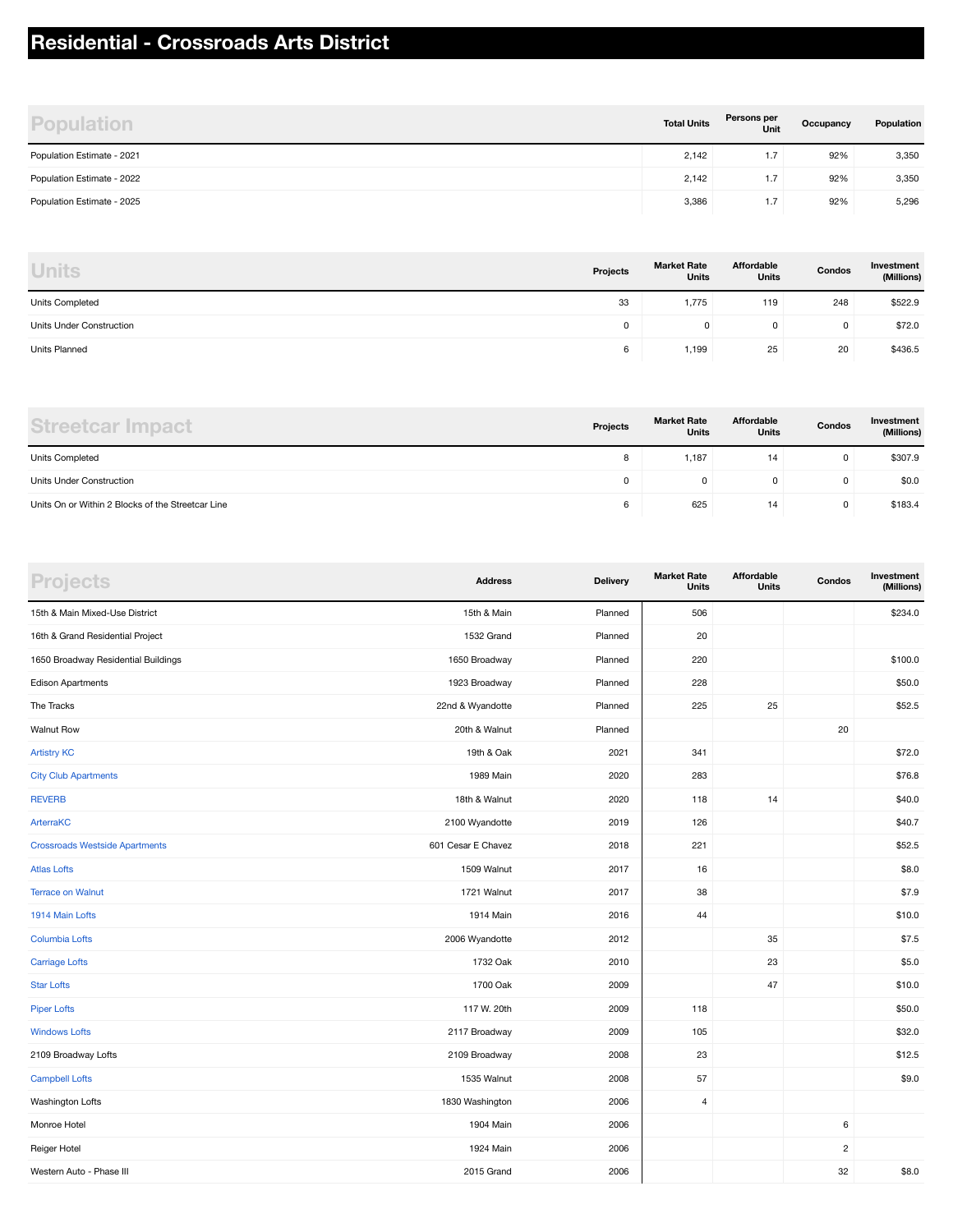# Residential - Crossroads Arts District

| Population | Total Units | Persons per Unit | Occupancy | Population |
|---|---|---|---|---|
| Population Estimate - 2021 | 2,142 | 1.7 | 92% | 3,350 |
| Population Estimate - 2022 | 2,142 | 1.7 | 92% | 3,350 |
| Population Estimate - 2025 | 3,386 | 1.7 | 92% | 5,296 |

| Units | Projects | Market Rate Units | Affordable Units | Condos | Investment (Millions) |
|---|---|---|---|---|---|
| Units Completed | 33 | 1,775 | 119 | 248 | $522.9 |
| Units Under Construction | 0 | 0 | 0 | 0 | $72.0 |
| Units Planned | 6 | 1,199 | 25 | 20 | $436.5 |

| Streetcar Impact | Projects | Market Rate Units | Affordable Units | Condos | Investment (Millions) |
|---|---|---|---|---|---|
| Units Completed | 8 | 1,187 | 14 | 0 | $307.9 |
| Units Under Construction | 0 | 0 | 0 | 0 | $0.0 |
| Units On or Within 2 Blocks of the Streetcar Line | 6 | 625 | 14 | 0 | $183.4 |

| Projects | Address | Delivery | Market Rate Units | Affordable Units | Condos | Investment (Millions) |
|---|---|---|---|---|---|---|
| 15th & Main Mixed-Use District | 15th & Main | Planned | 506 | | | $234.0 |
| 16th & Grand Residential Project | 1532 Grand | Planned | 20 | | | |
| 1650 Broadway Residential Buildings | 1650 Broadway | Planned | 220 | | | $100.0 |
| Edison Apartments | 1923 Broadway | Planned | 228 | | | $50.0 |
| The Tracks | 22nd & Wyandotte | Planned | 225 | 25 | | $52.5 |
| Walnut Row | 20th & Walnut | Planned | | | 20 | |
| Artistry KC | 19th & Oak | 2021 | 341 | | | $72.0 |
| City Club Apartments | 1989 Main | 2020 | 283 | | | $76.8 |
| REVERB | 18th & Walnut | 2020 | 118 | 14 | | $40.0 |
| ArterraKC | 2100 Wyandotte | 2019 | 126 | | | $40.7 |
| Crossroads Westside Apartments | 601 Cesar E Chavez | 2018 | 221 | | | $52.5 |
| Atlas Lofts | 1509 Walnut | 2017 | 16 | | | $8.0 |
| Terrace on Walnut | 1721 Walnut | 2017 | 38 | | | $7.9 |
| 1914 Main Lofts | 1914 Main | 2016 | 44 | | | $10.0 |
| Columbia Lofts | 2006 Wyandotte | 2012 | | 35 | | $7.5 |
| Carriage Lofts | 1732 Oak | 2010 | | 23 | | $5.0 |
| Star Lofts | 1700 Oak | 2009 | | 47 | | $10.0 |
| Piper Lofts | 117 W. 20th | 2009 | 118 | | | $50.0 |
| Windows Lofts | 2117 Broadway | 2009 | 105 | | | $32.0 |
| 2109 Broadway Lofts | 2109 Broadway | 2008 | 23 | | | $12.5 |
| Campbell Lofts | 1535 Walnut | 2008 | 57 | | | $9.0 |
| Washington Lofts | 1830 Washington | 2006 | 4 | | | |
| Monroe Hotel | 1904 Main | 2006 | | | 6 | |
| Reiger Hotel | 1924 Main | 2006 | | | 2 | |
| Western Auto - Phase III | 2015 Grand | 2006 | | | 32 | $8.0 |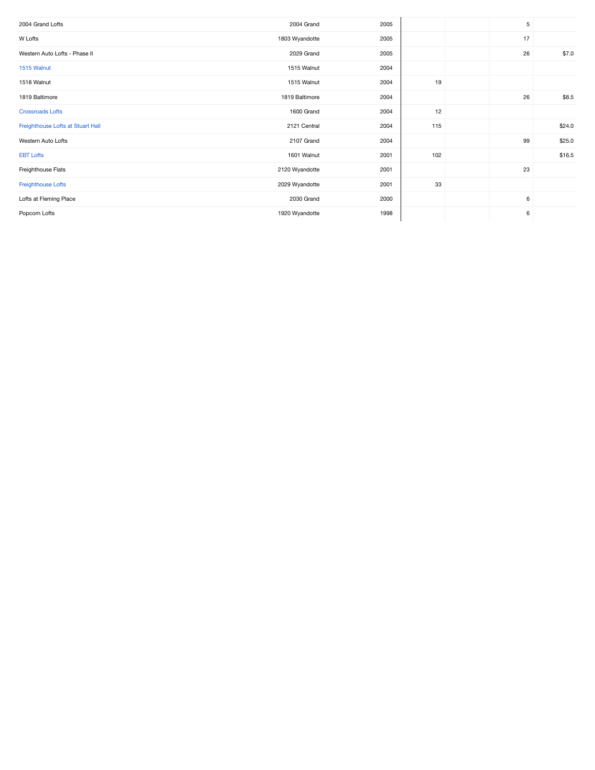| | | | | | | |
|---|---|---|---|---|---|---|
| 2004 Grand Lofts | 2004 Grand | 2005 | | | 5 | |
| W Lofts | 1803 Wyandotte | 2005 | | | 17 | |
| Western Auto Lofts - Phase II | 2029 Grand | 2005 | | | 26 | $7.0 |
| 1515 Walnut | 1515 Walnut | 2004 | | | | |
| 1518 Walnut | 1515 Walnut | 2004 | 19 | | | |
| 1819 Baltimore | 1819 Baltimore | 2004 | | | 26 | $8.5 |
| Crossroads Lofts | 1600 Grand | 2004 | 12 | | | |
| Freighthouse Lofts at Stuart Hall | 2121 Central | 2004 | 115 | | | $24.0 |
| Western Auto Lofts | 2107 Grand | 2004 | | | 99 | $25.0 |
| EBT Lofts | 1601 Walnut | 2001 | 102 | | | $16.5 |
| Freighthouse Flats | 2120 Wyandotte | 2001 | | | 23 | |
| Freighthouse Lofts | 2029 Wyandotte | 2001 | 33 | | | |
| Lofts at Fleming Place | 2030 Grand | 2000 | | | 6 | |
| Popcorn Lofts | 1920 Wyandotte | 1998 | | | 6 | |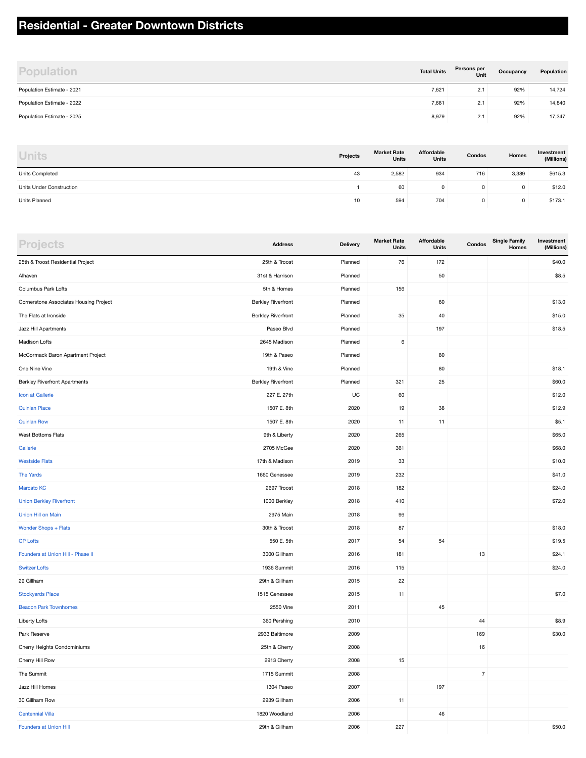# Residential - Greater Downtown Districts

| Population | Total Units | Persons per Unit | Occupancy | Population |
|---|---|---|---|---|
| Population Estimate - 2021 | 7,621 | 2.1 | 92% | 14,724 |
| Population Estimate - 2022 | 7,681 | 2.1 | 92% | 14,840 |
| Population Estimate - 2025 | 8,979 | 2.1 | 92% | 17,347 |

| Units | Projects | Market Rate Units | Affordable Units | Condos | Homes | Investment (Millions) |
|---|---|---|---|---|---|---|
| Units Completed | 43 | 2,582 | 934 | 716 | 3,389 | $615.3 |
| Units Under Construction | 1 | 60 | 0 | 0 | 0 | $12.0 |
| Units Planned | 10 | 594 | 704 | 0 | 0 | $173.1 |

| Projects | Address | Delivery | Market Rate Units | Affordable Units | Condos | Single Family Homes | Investment (Millions) |
|---|---|---|---|---|---|---|---|
| 25th & Troost Residential Project | 25th & Troost | Planned | 76 | 172 | | | $40.0 |
| Alhaven | 31st & Harrison | Planned | | 50 | | | $8.5 |
| Columbus Park Lofts | 5th & Homes | Planned | 156 | | | | |
| Cornerstone Associates Housing Project | Berkley Riverfront | Planned | | 60 | | | $13.0 |
| The Flats at Ironside | Berkley Riverfront | Planned | 35 | 40 | | | $15.0 |
| Jazz Hill Apartments | Paseo Blvd | Planned | | 197 | | | $18.5 |
| Madison Lofts | 2645 Madison | Planned | 6 | | | | |
| McCormack Baron Apartment Project | 19th & Paseo | Planned | | 80 | | | |
| One Nine Vine | 19th & Vine | Planned | | 80 | | | $18.1 |
| Berkley Riverfront Apartments | Berkley Riverfront | Planned | 321 | 25 | | | $60.0 |
| Icon at Gallerie | 227 E. 27th | UC | 60 | | | | $12.0 |
| Quinlan Place | 1507 E. 8th | 2020 | 19 | 38 | | | $12.9 |
| Quinlan Row | 1507 E. 8th | 2020 | 11 | 11 | | | $5.1 |
| West Bottoms Flats | 9th & Liberty | 2020 | 265 | | | | $65.0 |
| Gallerie | 2705 McGee | 2020 | 361 | | | | $68.0 |
| Westside Flats | 17th & Madison | 2019 | 33 | | | | $10.0 |
| The Yards | 1660 Genessee | 2019 | 232 | | | | $41.0 |
| Marcato KC | 2697 Troost | 2018 | 182 | | | | $24.0 |
| Union Berkley Riverfront | 1000 Berkley | 2018 | 410 | | | | $72.0 |
| Union Hill on Main | 2975 Main | 2018 | 96 | | | | |
| Wonder Shops + Flats | 30th & Troost | 2018 | 87 | | | | $18.0 |
| CP Lofts | 550 E. 5th | 2017 | 54 | 54 | | | $19.5 |
| Founders at Union Hill - Phase II | 3000 Gillham | 2016 | 181 | | 13 | | $24.1 |
| Switzer Lofts | 1936 Summit | 2016 | 115 | | | | $24.0 |
| 29 Gillham | 29th & Gillham | 2015 | 22 | | | | |
| Stockyards Place | 1515 Genessee | 2015 | 11 | | | | $7.0 |
| Beacon Park Townhomes | 2550 Vine | 2011 | | 45 | | | |
| Liberty Lofts | 360 Pershing | 2010 | | | 44 | | $8.9 |
| Park Reserve | 2933 Baltimore | 2009 | | | 169 | | $30.0 |
| Cherry Heights Condominiums | 25th & Cherry | 2008 | | | 16 | | |
| Cherry Hill Row | 2913 Cherry | 2008 | 15 | | | | |
| The Summit | 1715 Summit | 2008 | | | 7 | | |
| Jazz Hill Homes | 1304 Paseo | 2007 | | 197 | | | |
| 30 Gillham Row | 2939 Gillham | 2006 | 11 | | | | |
| Centennial Villa | 1820 Woodland | 2006 | | 46 | | | |
| Founders at Union Hill | 29th & Gillham | 2006 | 227 | | | | $50.0 |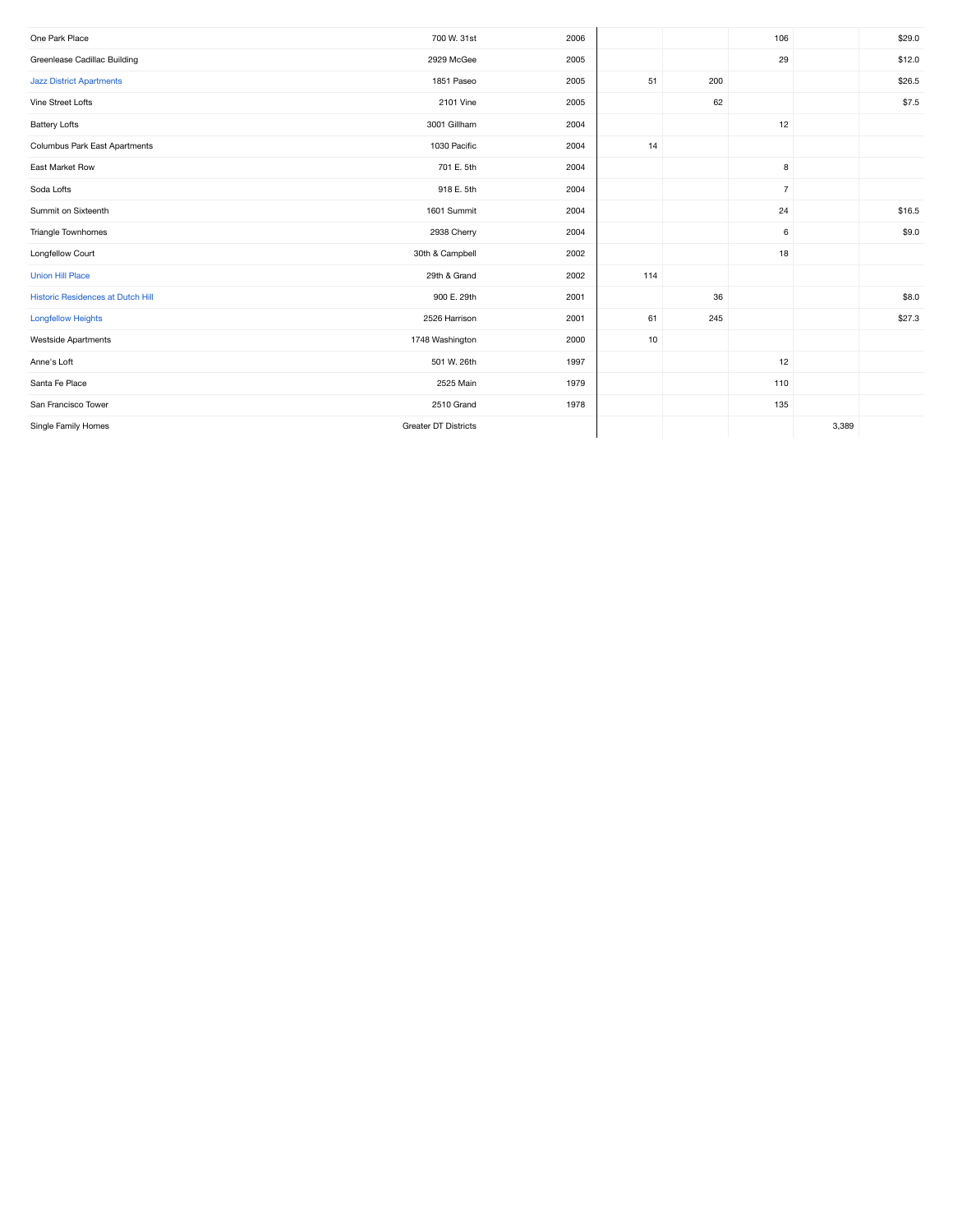| | | | | | | | |
|---|---|---|---|---|---|---|---|
| One Park Place | 700 W. 31st | 2006 | | | 106 | | $29.0 |
| Greenlease Cadillac Building | 2929 McGee | 2005 | | | 29 | | $12.0 |
| Jazz District Apartments | 1851 Paseo | 2005 | 51 | 200 | | | $26.5 |
| Vine Street Lofts | 2101 Vine | 2005 | | 62 | | | $7.5 |
| Battery Lofts | 3001 Gillham | 2004 | | | 12 | | |
| Columbus Park East Apartments | 1030 Pacific | 2004 | 14 | | | | |
| East Market Row | 701 E. 5th | 2004 | | | 8 | | |
| Soda Lofts | 918 E. 5th | 2004 | | | 7 | | |
| Summit on Sixteenth | 1601 Summit | 2004 | | | 24 | | $16.5 |
| Triangle Townhomes | 2938 Cherry | 2004 | | | 6 | | $9.0 |
| Longfellow Court | 30th & Campbell | 2002 | | | 18 | | |
| Union Hill Place | 29th & Grand | 2002 | 114 | | | | |
| Historic Residences at Dutch Hill | 900 E. 29th | 2001 | | 36 | | | $8.0 |
| Longfellow Heights | 2526 Harrison | 2001 | 61 | 245 | | | $27.3 |
| Westside Apartments | 1748 Washington | 2000 | 10 | | | | |
| Anne's Loft | 501 W. 26th | 1997 | | | 12 | | |
| Santa Fe Place | 2525 Main | 1979 | | | 110 | | |
| San Francisco Tower | 2510 Grand | 1978 | | | 135 | | |
| Single Family Homes | Greater DT Districts | | | | | 3,389 | |